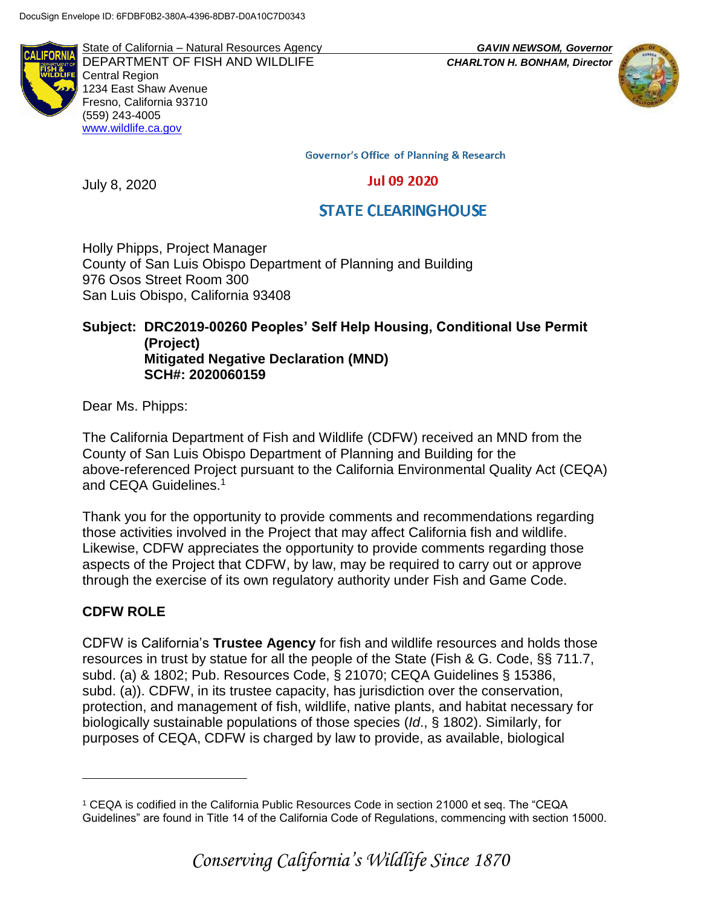DocuSign Envelope ID: 6FDBF0B2-380A-4396-8DB7-D0A10C7D0343

State of California – Natural Resources Agency
DEPARTMENT OF FISH AND WILDLIFE
Central Region
1234 East Shaw Avenue
Fresno, California 93710
(559) 243-4005
www.wildlife.ca.gov

***GAVIN NEWSOM, Governor***
***CHARLTON H. BONHAM, Director***

Governor's Office of Planning & Research

Jul 09 2020

STATE CLEARINGHOUSE

July 8, 2020

Holly Phipps, Project Manager
County of San Luis Obispo Department of Planning and Building
976 Osos Street Room 300
San Luis Obispo, California 93408

**Subject: DRC2019-00260 Peoples' Self Help Housing, Conditional Use Permit (Project)**
**Mitigated Negative Declaration (MND)**
**SCH#: 2020060159**

Dear Ms. Phipps:

The California Department of Fish and Wildlife (CDFW) received an MND from the County of San Luis Obispo Department of Planning and Building for the above-referenced Project pursuant to the California Environmental Quality Act (CEQA) and CEQA Guidelines.[1]

Thank you for the opportunity to provide comments and recommendations regarding those activities involved in the Project that may affect California fish and wildlife. Likewise, CDFW appreciates the opportunity to provide comments regarding those aspects of the Project that CDFW, by law, may be required to carry out or approve through the exercise of its own regulatory authority under Fish and Game Code.

## CDFW ROLE

CDFW is California's **Trustee Agency** for fish and wildlife resources and holds those resources in trust by statue for all the people of the State (Fish & G. Code, §§ 711.7, subd. (a) & 1802; Pub. Resources Code, § 21070; CEQA Guidelines § 15386, subd. (a)). CDFW, in its trustee capacity, has jurisdiction over the conservation, protection, and management of fish, wildlife, native plants, and habitat necessary for biologically sustainable populations of those species (*Id.*, § 1802). Similarly, for purposes of CEQA, CDFW is charged by law to provide, as available, biological

[1] CEQA is codified in the California Public Resources Code in section 21000 et seq. The "CEQA Guidelines" are found in Title 14 of the California Code of Regulations, commencing with section 15000.

*Conserving California's Wildlife Since 1870*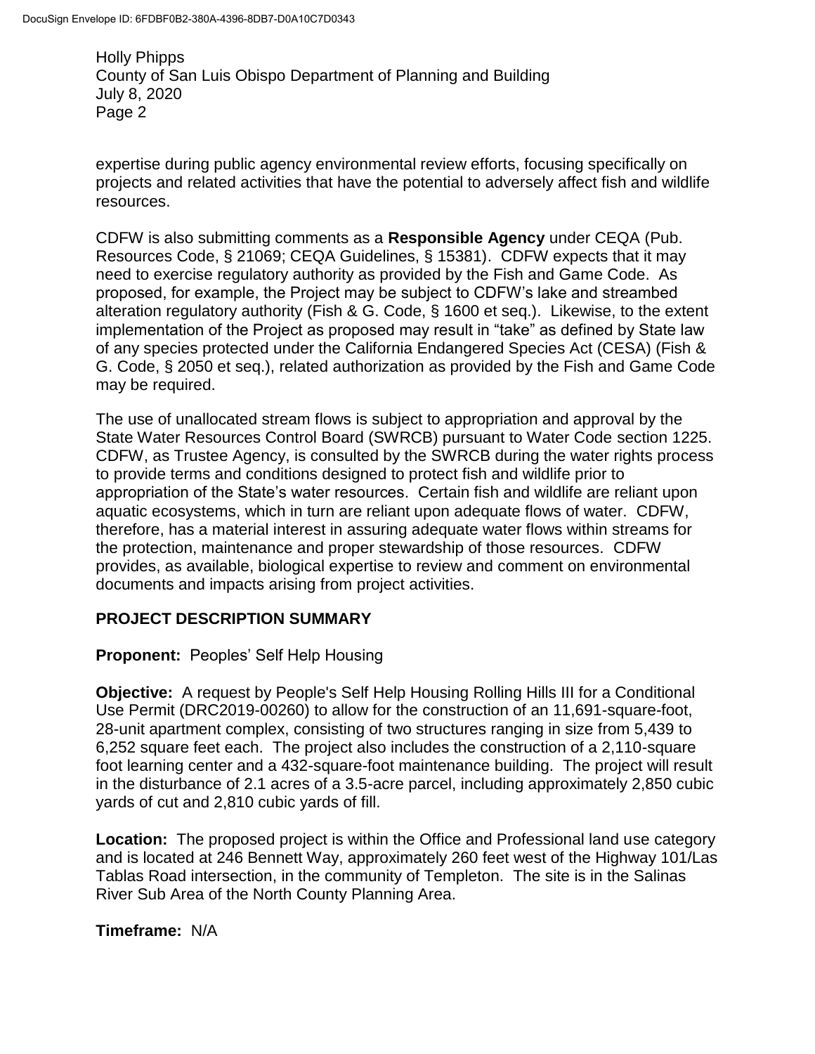expertise during public agency environmental review efforts, focusing specifically on projects and related activities that have the potential to adversely affect fish and wildlife resources.

CDFW is also submitting comments as a **Responsible Agency** under CEQA (Pub. Resources Code, § 21069; CEQA Guidelines, § 15381). CDFW expects that it may need to exercise regulatory authority as provided by the Fish and Game Code. As proposed, for example, the Project may be subject to CDFW's lake and streambed alteration regulatory authority (Fish & G. Code, § 1600 et seq.). Likewise, to the extent implementation of the Project as proposed may result in "take" as defined by State law of any species protected under the California Endangered Species Act (CESA) (Fish & G. Code, § 2050 et seq.), related authorization as provided by the Fish and Game Code may be required.

The use of unallocated stream flows is subject to appropriation and approval by the State Water Resources Control Board (SWRCB) pursuant to Water Code section 1225. CDFW, as Trustee Agency, is consulted by the SWRCB during the water rights process to provide terms and conditions designed to protect fish and wildlife prior to appropriation of the State's water resources. Certain fish and wildlife are reliant upon aquatic ecosystems, which in turn are reliant upon adequate flows of water. CDFW, therefore, has a material interest in assuring adequate water flows within streams for the protection, maintenance and proper stewardship of those resources. CDFW provides, as available, biological expertise to review and comment on environmental documents and impacts arising from project activities.

## PROJECT DESCRIPTION SUMMARY

**Proponent:** Peoples' Self Help Housing

**Objective:** A request by People's Self Help Housing Rolling Hills III for a Conditional Use Permit (DRC2019-00260) to allow for the construction of an 11,691-square-foot, 28-unit apartment complex, consisting of two structures ranging in size from 5,439 to 6,252 square feet each. The project also includes the construction of a 2,110-square foot learning center and a 432-square-foot maintenance building. The project will result in the disturbance of 2.1 acres of a 3.5-acre parcel, including approximately 2,850 cubic yards of cut and 2,810 cubic yards of fill.

**Location:** The proposed project is within the Office and Professional land use category and is located at 246 Bennett Way, approximately 260 feet west of the Highway 101/Las Tablas Road intersection, in the community of Templeton. The site is in the Salinas River Sub Area of the North County Planning Area.

**Timeframe:** N/A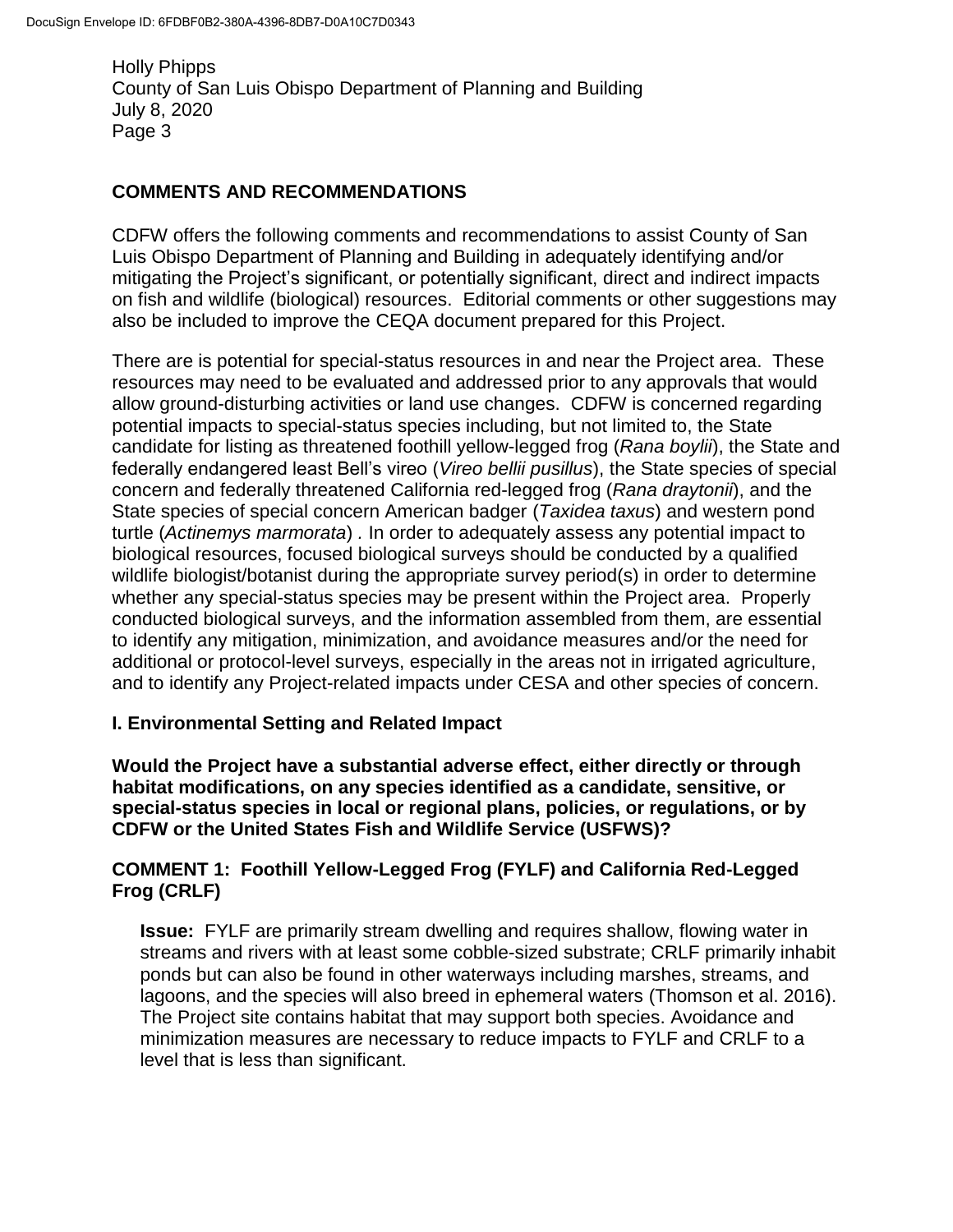## COMMENTS AND RECOMMENDATIONS

CDFW offers the following comments and recommendations to assist County of San Luis Obispo Department of Planning and Building in adequately identifying and/or mitigating the Project's significant, or potentially significant, direct and indirect impacts on fish and wildlife (biological) resources. Editorial comments or other suggestions may also be included to improve the CEQA document prepared for this Project.

There are is potential for special-status resources in and near the Project area. These resources may need to be evaluated and addressed prior to any approvals that would allow ground-disturbing activities or land use changes. CDFW is concerned regarding potential impacts to special-status species including, but not limited to, the State candidate for listing as threatened foothill yellow-legged frog (*Rana boylii*), the State and federally endangered least Bell's vireo (*Vireo bellii pusillus*), the State species of special concern and federally threatened California red-legged frog (*Rana draytonii*), and the State species of special concern American badger (*Taxidea taxus*) and western pond turtle (*Actinemys marmorata*) *.* In order to adequately assess any potential impact to biological resources, focused biological surveys should be conducted by a qualified wildlife biologist/botanist during the appropriate survey period(s) in order to determine whether any special-status species may be present within the Project area. Properly conducted biological surveys, and the information assembled from them, are essential to identify any mitigation, minimization, and avoidance measures and/or the need for additional or protocol-level surveys, especially in the areas not in irrigated agriculture, and to identify any Project-related impacts under CESA and other species of concern.

### I. Environmental Setting and Related Impact

**Would the Project have a substantial adverse effect, either directly or through habitat modifications, on any species identified as a candidate, sensitive, or special-status species in local or regional plans, policies, or regulations, or by CDFW or the United States Fish and Wildlife Service (USFWS)?**

#### COMMENT 1: Foothill Yellow-Legged Frog (FYLF) and California Red-Legged Frog (CRLF)

**Issue:** FYLF are primarily stream dwelling and requires shallow, flowing water in streams and rivers with at least some cobble-sized substrate; CRLF primarily inhabit ponds but can also be found in other waterways including marshes, streams, and lagoons, and the species will also breed in ephemeral waters (Thomson et al. 2016). The Project site contains habitat that may support both species. Avoidance and minimization measures are necessary to reduce impacts to FYLF and CRLF to a level that is less than significant.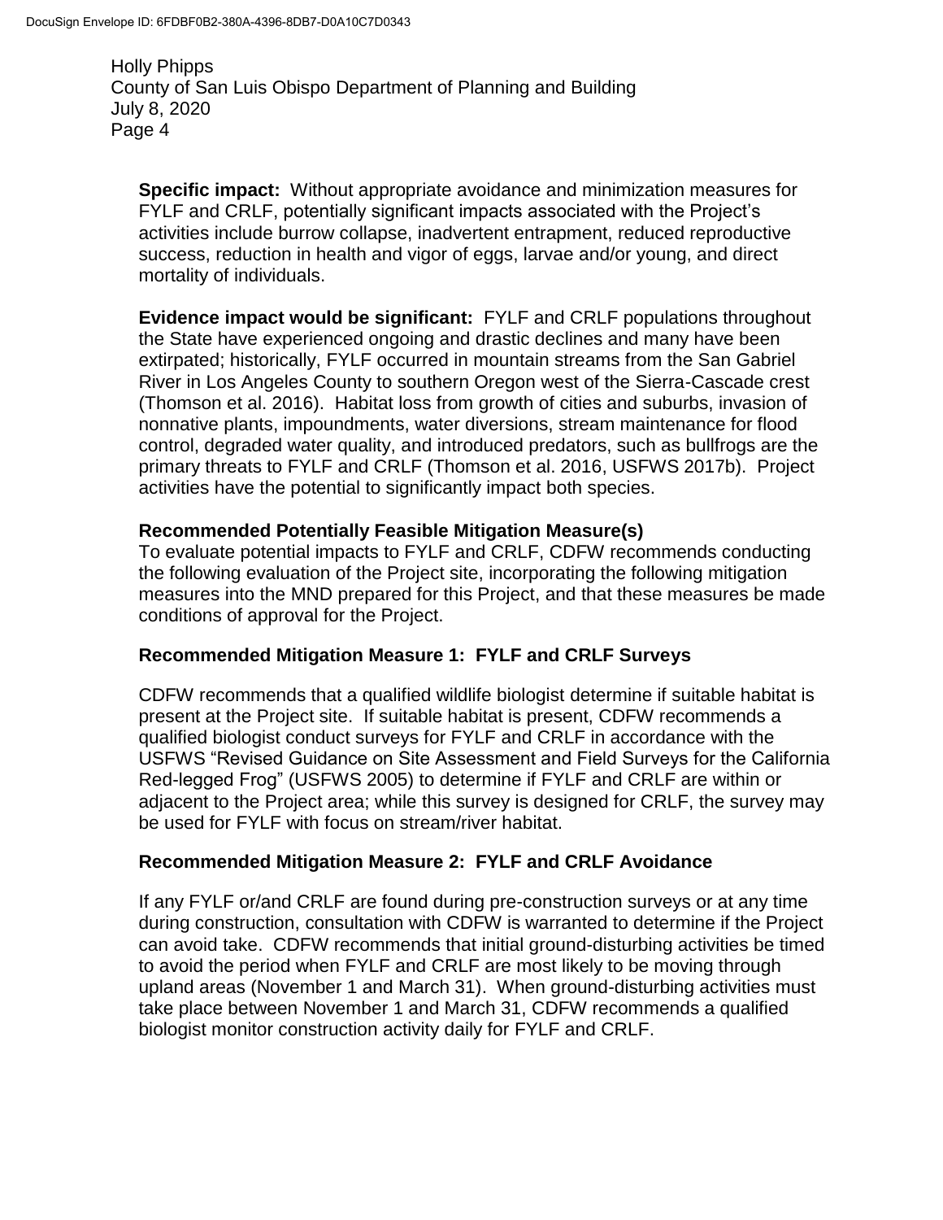**Specific impact:** Without appropriate avoidance and minimization measures for FYLF and CRLF, potentially significant impacts associated with the Project's activities include burrow collapse, inadvertent entrapment, reduced reproductive success, reduction in health and vigor of eggs, larvae and/or young, and direct mortality of individuals.

**Evidence impact would be significant:** FYLF and CRLF populations throughout the State have experienced ongoing and drastic declines and many have been extirpated; historically, FYLF occurred in mountain streams from the San Gabriel River in Los Angeles County to southern Oregon west of the Sierra-Cascade crest (Thomson et al. 2016). Habitat loss from growth of cities and suburbs, invasion of nonnative plants, impoundments, water diversions, stream maintenance for flood control, degraded water quality, and introduced predators, such as bullfrogs are the primary threats to FYLF and CRLF (Thomson et al. 2016, USFWS 2017b). Project activities have the potential to significantly impact both species.

**Recommended Potentially Feasible Mitigation Measure(s)**

To evaluate potential impacts to FYLF and CRLF, CDFW recommends conducting the following evaluation of the Project site, incorporating the following mitigation measures into the MND prepared for this Project, and that these measures be made conditions of approval for the Project.

**Recommended Mitigation Measure 1: FYLF and CRLF Surveys**

CDFW recommends that a qualified wildlife biologist determine if suitable habitat is present at the Project site. If suitable habitat is present, CDFW recommends a qualified biologist conduct surveys for FYLF and CRLF in accordance with the USFWS "Revised Guidance on Site Assessment and Field Surveys for the California Red-legged Frog" (USFWS 2005) to determine if FYLF and CRLF are within or adjacent to the Project area; while this survey is designed for CRLF, the survey may be used for FYLF with focus on stream/river habitat.

**Recommended Mitigation Measure 2: FYLF and CRLF Avoidance**

If any FYLF or/and CRLF are found during pre-construction surveys or at any time during construction, consultation with CDFW is warranted to determine if the Project can avoid take. CDFW recommends that initial ground-disturbing activities be timed to avoid the period when FYLF and CRLF are most likely to be moving through upland areas (November 1 and March 31). When ground-disturbing activities must take place between November 1 and March 31, CDFW recommends a qualified biologist monitor construction activity daily for FYLF and CRLF.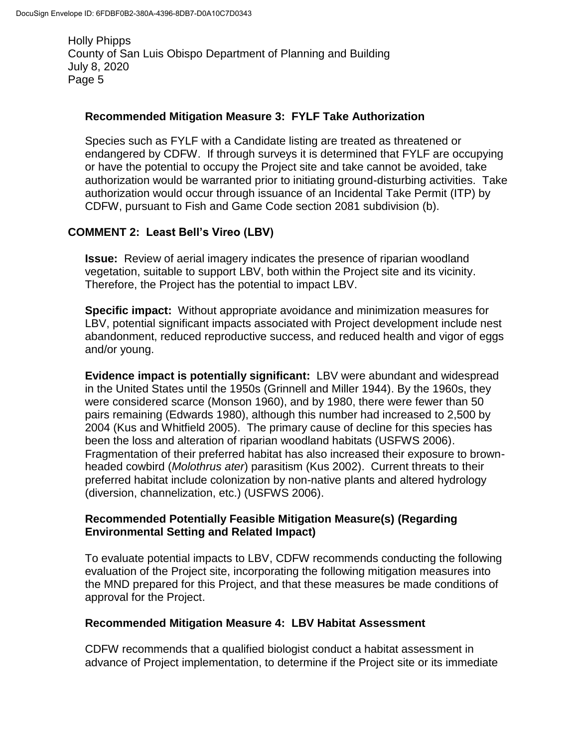#### Recommended Mitigation Measure 3: FYLF Take Authorization

Species such as FYLF with a Candidate listing are treated as threatened or endangered by CDFW. If through surveys it is determined that FYLF are occupying or have the potential to occupy the Project site and take cannot be avoided, take authorization would be warranted prior to initiating ground-disturbing activities. Take authorization would occur through issuance of an Incidental Take Permit (ITP) by CDFW, pursuant to Fish and Game Code section 2081 subdivision (b).

### COMMENT 2: Least Bell's Vireo (LBV)

**Issue:** Review of aerial imagery indicates the presence of riparian woodland vegetation, suitable to support LBV, both within the Project site and its vicinity. Therefore, the Project has the potential to impact LBV.

**Specific impact:** Without appropriate avoidance and minimization measures for LBV, potential significant impacts associated with Project development include nest abandonment, reduced reproductive success, and reduced health and vigor of eggs and/or young.

**Evidence impact is potentially significant:** LBV were abundant and widespread in the United States until the 1950s (Grinnell and Miller 1944). By the 1960s, they were considered scarce (Monson 1960), and by 1980, there were fewer than 50 pairs remaining (Edwards 1980), although this number had increased to 2,500 by 2004 (Kus and Whitfield 2005). The primary cause of decline for this species has been the loss and alteration of riparian woodland habitats (USFWS 2006). Fragmentation of their preferred habitat has also increased their exposure to brown-headed cowbird (*Molothrus ater*) parasitism (Kus 2002). Current threats to their preferred habitat include colonization by non-native plants and altered hydrology (diversion, channelization, etc.) (USFWS 2006).

#### Recommended Potentially Feasible Mitigation Measure(s) (Regarding Environmental Setting and Related Impact)

To evaluate potential impacts to LBV, CDFW recommends conducting the following evaluation of the Project site, incorporating the following mitigation measures into the MND prepared for this Project, and that these measures be made conditions of approval for the Project.

#### Recommended Mitigation Measure 4: LBV Habitat Assessment

CDFW recommends that a qualified biologist conduct a habitat assessment in advance of Project implementation, to determine if the Project site or its immediate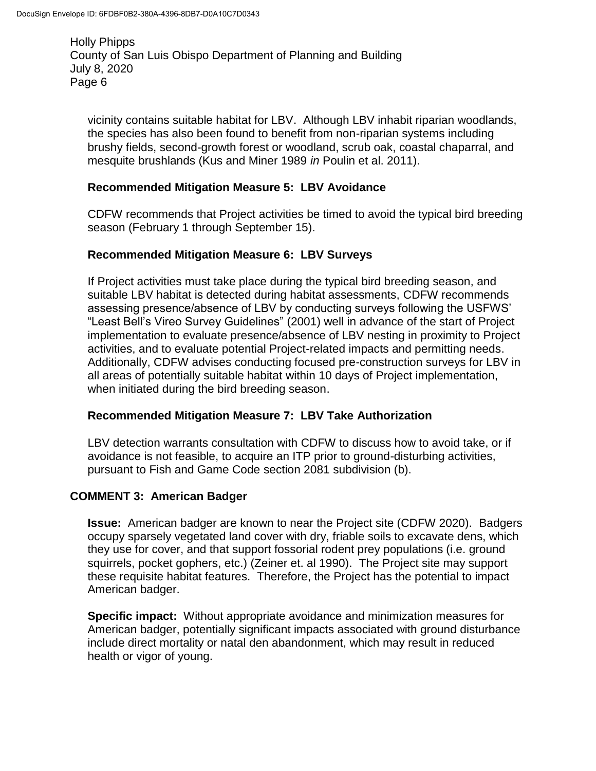vicinity contains suitable habitat for LBV. Although LBV inhabit riparian woodlands, the species has also been found to benefit from non-riparian systems including brushy fields, second-growth forest or woodland, scrub oak, coastal chaparral, and mesquite brushlands (Kus and Miner 1989 *in* Poulin et al. 2011).

**Recommended Mitigation Measure 5: LBV Avoidance**

CDFW recommends that Project activities be timed to avoid the typical bird breeding season (February 1 through September 15).

**Recommended Mitigation Measure 6: LBV Surveys**

If Project activities must take place during the typical bird breeding season, and suitable LBV habitat is detected during habitat assessments, CDFW recommends assessing presence/absence of LBV by conducting surveys following the USFWS' "Least Bell's Vireo Survey Guidelines" (2001) well in advance of the start of Project implementation to evaluate presence/absence of LBV nesting in proximity to Project activities, and to evaluate potential Project-related impacts and permitting needs. Additionally, CDFW advises conducting focused pre-construction surveys for LBV in all areas of potentially suitable habitat within 10 days of Project implementation, when initiated during the bird breeding season.

**Recommended Mitigation Measure 7: LBV Take Authorization**

LBV detection warrants consultation with CDFW to discuss how to avoid take, or if avoidance is not feasible, to acquire an ITP prior to ground-disturbing activities, pursuant to Fish and Game Code section 2081 subdivision (b).

## COMMENT 3: American Badger

**Issue:** American badger are known to near the Project site (CDFW 2020). Badgers occupy sparsely vegetated land cover with dry, friable soils to excavate dens, which they use for cover, and that support fossorial rodent prey populations (i.e. ground squirrels, pocket gophers, etc.) (Zeiner et. al 1990). The Project site may support these requisite habitat features. Therefore, the Project has the potential to impact American badger.

**Specific impact:** Without appropriate avoidance and minimization measures for American badger, potentially significant impacts associated with ground disturbance include direct mortality or natal den abandonment, which may result in reduced health or vigor of young.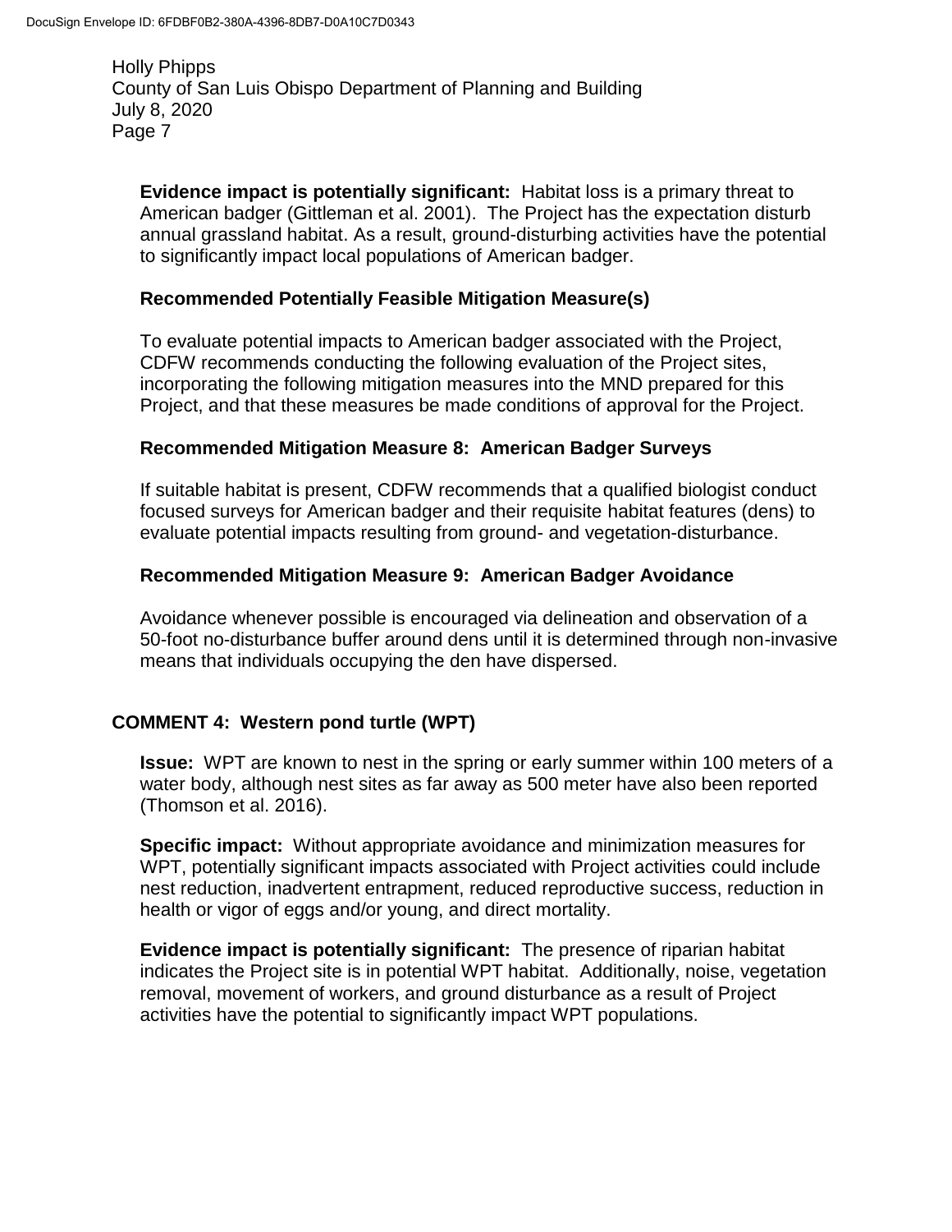**Evidence impact is potentially significant:** Habitat loss is a primary threat to American badger (Gittleman et al. 2001). The Project has the expectation disturb annual grassland habitat. As a result, ground-disturbing activities have the potential to significantly impact local populations of American badger.

**Recommended Potentially Feasible Mitigation Measure(s)**

To evaluate potential impacts to American badger associated with the Project, CDFW recommends conducting the following evaluation of the Project sites, incorporating the following mitigation measures into the MND prepared for this Project, and that these measures be made conditions of approval for the Project.

**Recommended Mitigation Measure 8: American Badger Surveys**

If suitable habitat is present, CDFW recommends that a qualified biologist conduct focused surveys for American badger and their requisite habitat features (dens) to evaluate potential impacts resulting from ground- and vegetation-disturbance.

**Recommended Mitigation Measure 9: American Badger Avoidance**

Avoidance whenever possible is encouraged via delineation and observation of a 50-foot no-disturbance buffer around dens until it is determined through non-invasive means that individuals occupying the den have dispersed.

## COMMENT 4: Western pond turtle (WPT)

**Issue:** WPT are known to nest in the spring or early summer within 100 meters of a water body, although nest sites as far away as 500 meter have also been reported (Thomson et al. 2016).

**Specific impact:** Without appropriate avoidance and minimization measures for WPT, potentially significant impacts associated with Project activities could include nest reduction, inadvertent entrapment, reduced reproductive success, reduction in health or vigor of eggs and/or young, and direct mortality.

**Evidence impact is potentially significant:** The presence of riparian habitat indicates the Project site is in potential WPT habitat. Additionally, noise, vegetation removal, movement of workers, and ground disturbance as a result of Project activities have the potential to significantly impact WPT populations.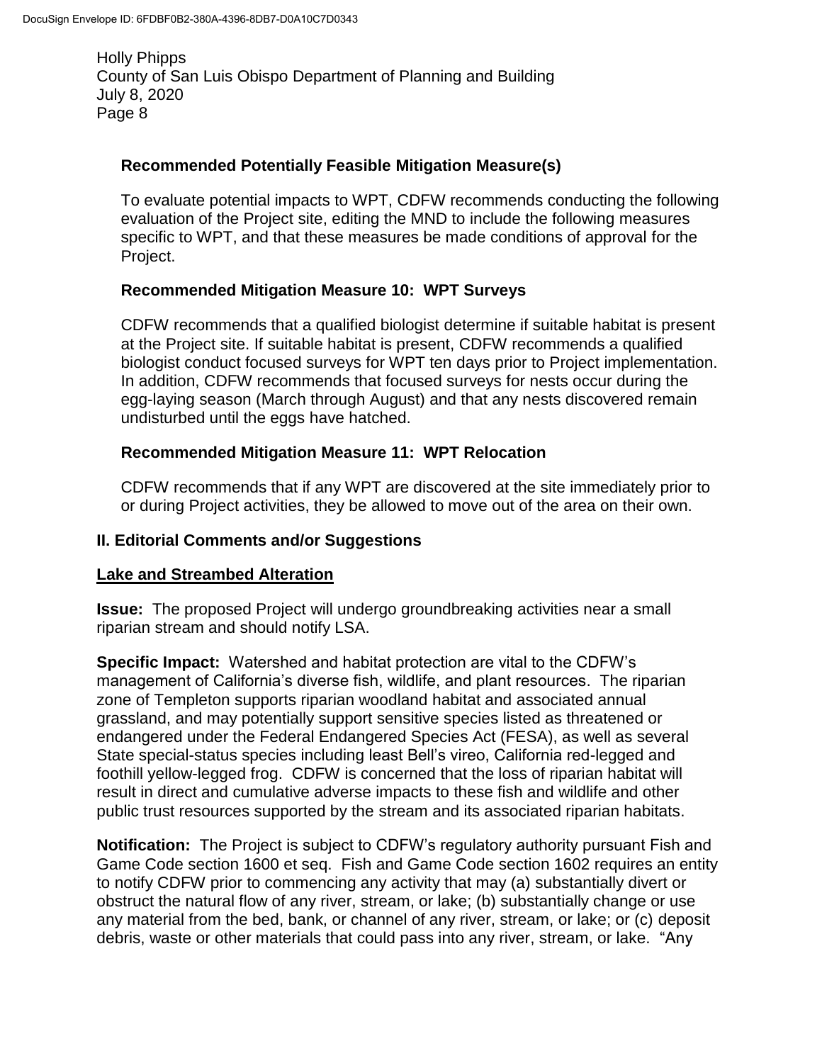**Recommended Potentially Feasible Mitigation Measure(s)**

To evaluate potential impacts to WPT, CDFW recommends conducting the following evaluation of the Project site, editing the MND to include the following measures specific to WPT, and that these measures be made conditions of approval for the Project.

**Recommended Mitigation Measure 10: WPT Surveys**

CDFW recommends that a qualified biologist determine if suitable habitat is present at the Project site. If suitable habitat is present, CDFW recommends a qualified biologist conduct focused surveys for WPT ten days prior to Project implementation. In addition, CDFW recommends that focused surveys for nests occur during the egg-laying season (March through August) and that any nests discovered remain undisturbed until the eggs have hatched.

**Recommended Mitigation Measure 11: WPT Relocation**

CDFW recommends that if any WPT are discovered at the site immediately prior to or during Project activities, they be allowed to move out of the area on their own.

## II. Editorial Comments and/or Suggestions

**Lake and Streambed Alteration**

**Issue:** The proposed Project will undergo groundbreaking activities near a small riparian stream and should notify LSA.

**Specific Impact:** Watershed and habitat protection are vital to the CDFW's management of California's diverse fish, wildlife, and plant resources. The riparian zone of Templeton supports riparian woodland habitat and associated annual grassland, and may potentially support sensitive species listed as threatened or endangered under the Federal Endangered Species Act (FESA), as well as several State special-status species including least Bell's vireo, California red-legged and foothill yellow-legged frog. CDFW is concerned that the loss of riparian habitat will result in direct and cumulative adverse impacts to these fish and wildlife and other public trust resources supported by the stream and its associated riparian habitats.

**Notification:** The Project is subject to CDFW's regulatory authority pursuant Fish and Game Code section 1600 et seq. Fish and Game Code section 1602 requires an entity to notify CDFW prior to commencing any activity that may (a) substantially divert or obstruct the natural flow of any river, stream, or lake; (b) substantially change or use any material from the bed, bank, or channel of any river, stream, or lake; or (c) deposit debris, waste or other materials that could pass into any river, stream, or lake. "Any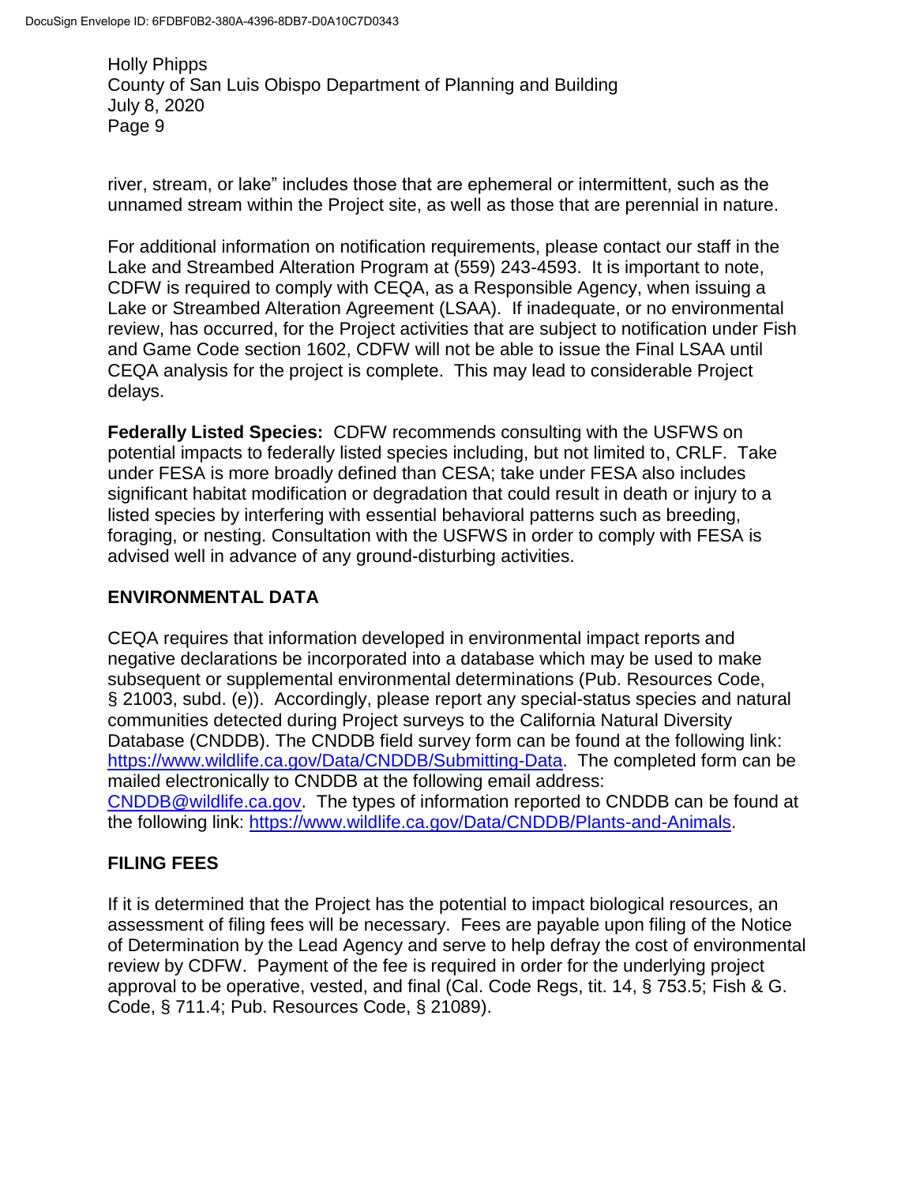river, stream, or lake" includes those that are ephemeral or intermittent, such as the unnamed stream within the Project site, as well as those that are perennial in nature.

For additional information on notification requirements, please contact our staff in the Lake and Streambed Alteration Program at (559) 243-4593. It is important to note, CDFW is required to comply with CEQA, as a Responsible Agency, when issuing a Lake or Streambed Alteration Agreement (LSAA). If inadequate, or no environmental review, has occurred, for the Project activities that are subject to notification under Fish and Game Code section 1602, CDFW will not be able to issue the Final LSAA until CEQA analysis for the project is complete. This may lead to considerable Project delays.

**Federally Listed Species:** CDFW recommends consulting with the USFWS on potential impacts to federally listed species including, but not limited to, CRLF. Take under FESA is more broadly defined than CESA; take under FESA also includes significant habitat modification or degradation that could result in death or injury to a listed species by interfering with essential behavioral patterns such as breeding, foraging, or nesting. Consultation with the USFWS in order to comply with FESA is advised well in advance of any ground-disturbing activities.

## ENVIRONMENTAL DATA

CEQA requires that information developed in environmental impact reports and negative declarations be incorporated into a database which may be used to make subsequent or supplemental environmental determinations (Pub. Resources Code, § 21003, subd. (e)). Accordingly, please report any special-status species and natural communities detected during Project surveys to the California Natural Diversity Database (CNDDB). The CNDDB field survey form can be found at the following link: https://www.wildlife.ca.gov/Data/CNDDB/Submitting-Data. The completed form can be mailed electronically to CNDDB at the following email address: CNDDB@wildlife.ca.gov. The types of information reported to CNDDB can be found at the following link: https://www.wildlife.ca.gov/Data/CNDDB/Plants-and-Animals.

## FILING FEES

If it is determined that the Project has the potential to impact biological resources, an assessment of filing fees will be necessary. Fees are payable upon filing of the Notice of Determination by the Lead Agency and serve to help defray the cost of environmental review by CDFW. Payment of the fee is required in order for the underlying project approval to be operative, vested, and final (Cal. Code Regs, tit. 14, § 753.5; Fish & G. Code, § 711.4; Pub. Resources Code, § 21089).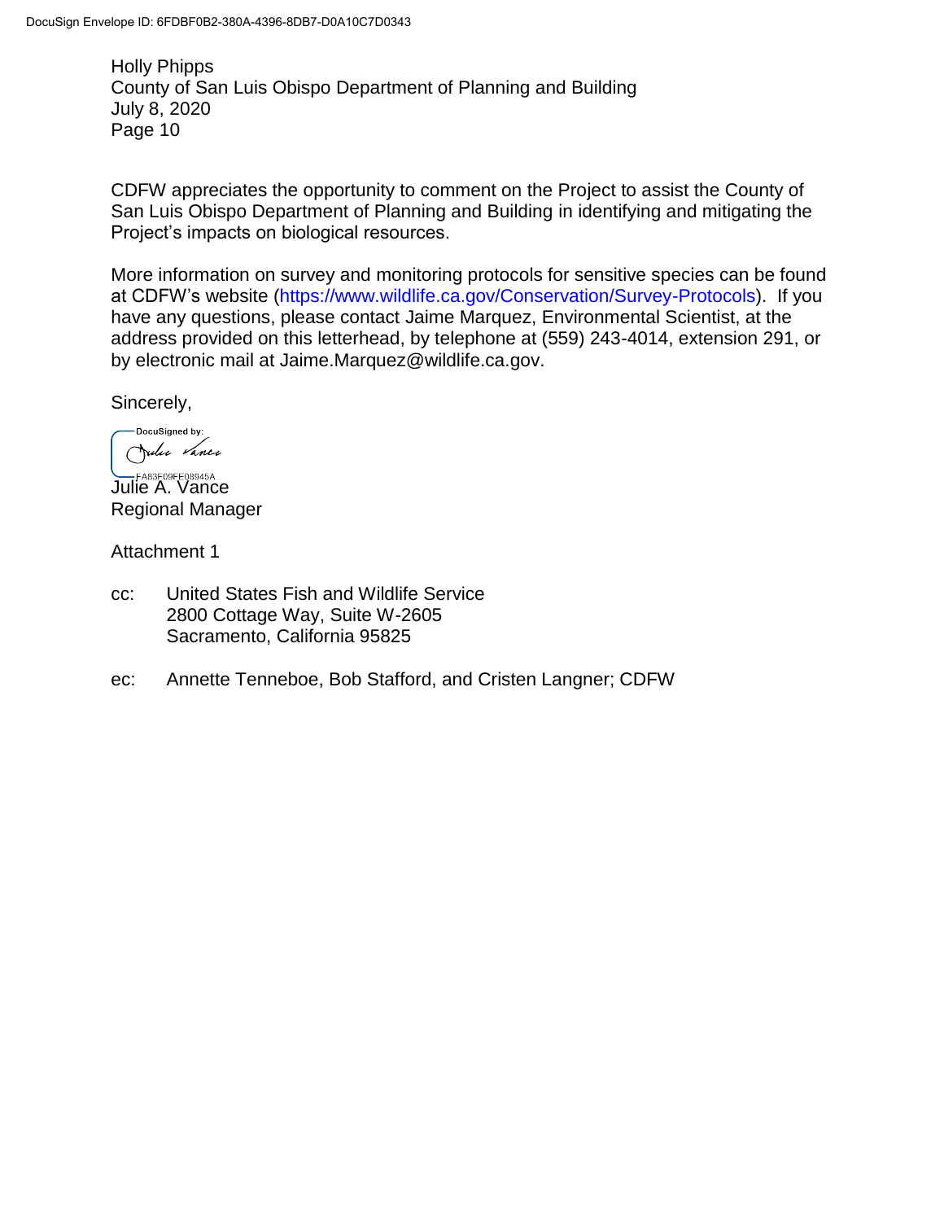CDFW appreciates the opportunity to comment on the Project to assist the County of San Luis Obispo Department of Planning and Building in identifying and mitigating the Project's impacts on biological resources.

More information on survey and monitoring protocols for sensitive species can be found at CDFW's website (https://www.wildlife.ca.gov/Conservation/Survey-Protocols). If you have any questions, please contact Jaime Marquez, Environmental Scientist, at the address provided on this letterhead, by telephone at (559) 243-4014, extension 291, or by electronic mail at Jaime.Marquez@wildlife.ca.gov.

Sincerely,

DocuSigned by:

FA83F09FE08945A

Julie A. Vance
Regional Manager

Attachment 1

cc: United States Fish and Wildlife Service
2800 Cottage Way, Suite W-2605
Sacramento, California 95825

ec: Annette Tenneboe, Bob Stafford, and Cristen Langner; CDFW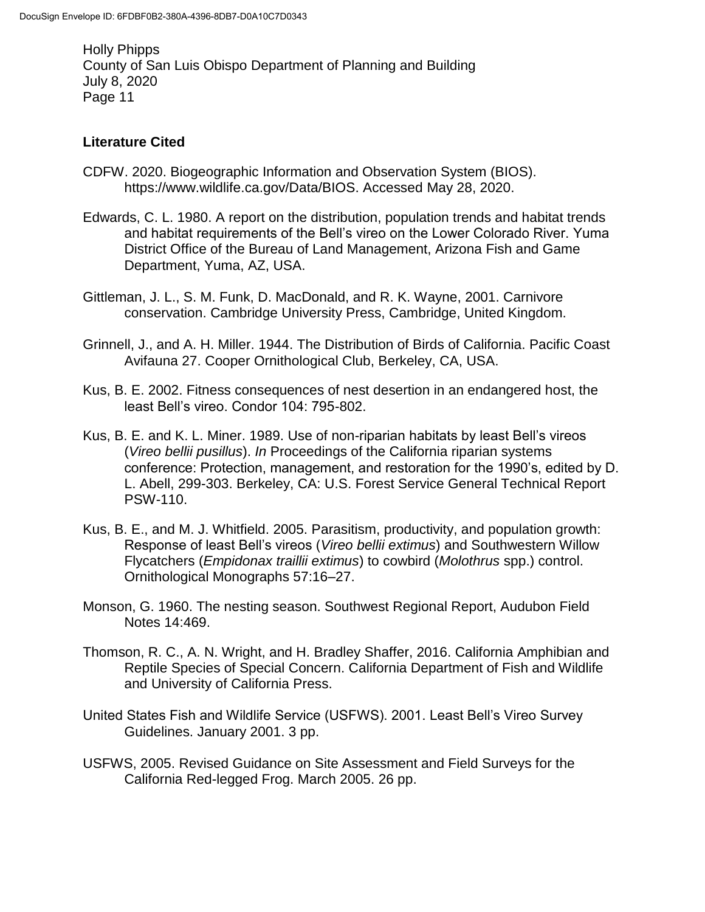## Literature Cited

CDFW. 2020. Biogeographic Information and Observation System (BIOS). https://www.wildlife.ca.gov/Data/BIOS. Accessed May 28, 2020.

Edwards, C. L. 1980. A report on the distribution, population trends and habitat trends and habitat requirements of the Bell's vireo on the Lower Colorado River. Yuma District Office of the Bureau of Land Management, Arizona Fish and Game Department, Yuma, AZ, USA.

Gittleman, J. L., S. M. Funk, D. MacDonald, and R. K. Wayne, 2001. Carnivore conservation. Cambridge University Press, Cambridge, United Kingdom.

Grinnell, J., and A. H. Miller. 1944. The Distribution of Birds of California. Pacific Coast Avifauna 27. Cooper Ornithological Club, Berkeley, CA, USA.

Kus, B. E. 2002. Fitness consequences of nest desertion in an endangered host, the least Bell's vireo. Condor 104: 795-802.

Kus, B. E. and K. L. Miner. 1989. Use of non-riparian habitats by least Bell's vireos (*Vireo bellii pusillus*). *In* Proceedings of the California riparian systems conference: Protection, management, and restoration for the 1990's, edited by D. L. Abell, 299-303. Berkeley, CA: U.S. Forest Service General Technical Report PSW-110.

Kus, B. E., and M. J. Whitfield. 2005. Parasitism, productivity, and population growth: Response of least Bell's vireos (*Vireo bellii extimus*) and Southwestern Willow Flycatchers (*Empidonax traillii extimus*) to cowbird (*Molothrus* spp.) control. Ornithological Monographs 57:16–27.

Monson, G. 1960. The nesting season. Southwest Regional Report, Audubon Field Notes 14:469.

Thomson, R. C., A. N. Wright, and H. Bradley Shaffer, 2016. California Amphibian and Reptile Species of Special Concern. California Department of Fish and Wildlife and University of California Press.

United States Fish and Wildlife Service (USFWS). 2001. Least Bell's Vireo Survey Guidelines. January 2001. 3 pp.

USFWS, 2005. Revised Guidance on Site Assessment and Field Surveys for the California Red-legged Frog. March 2005. 26 pp.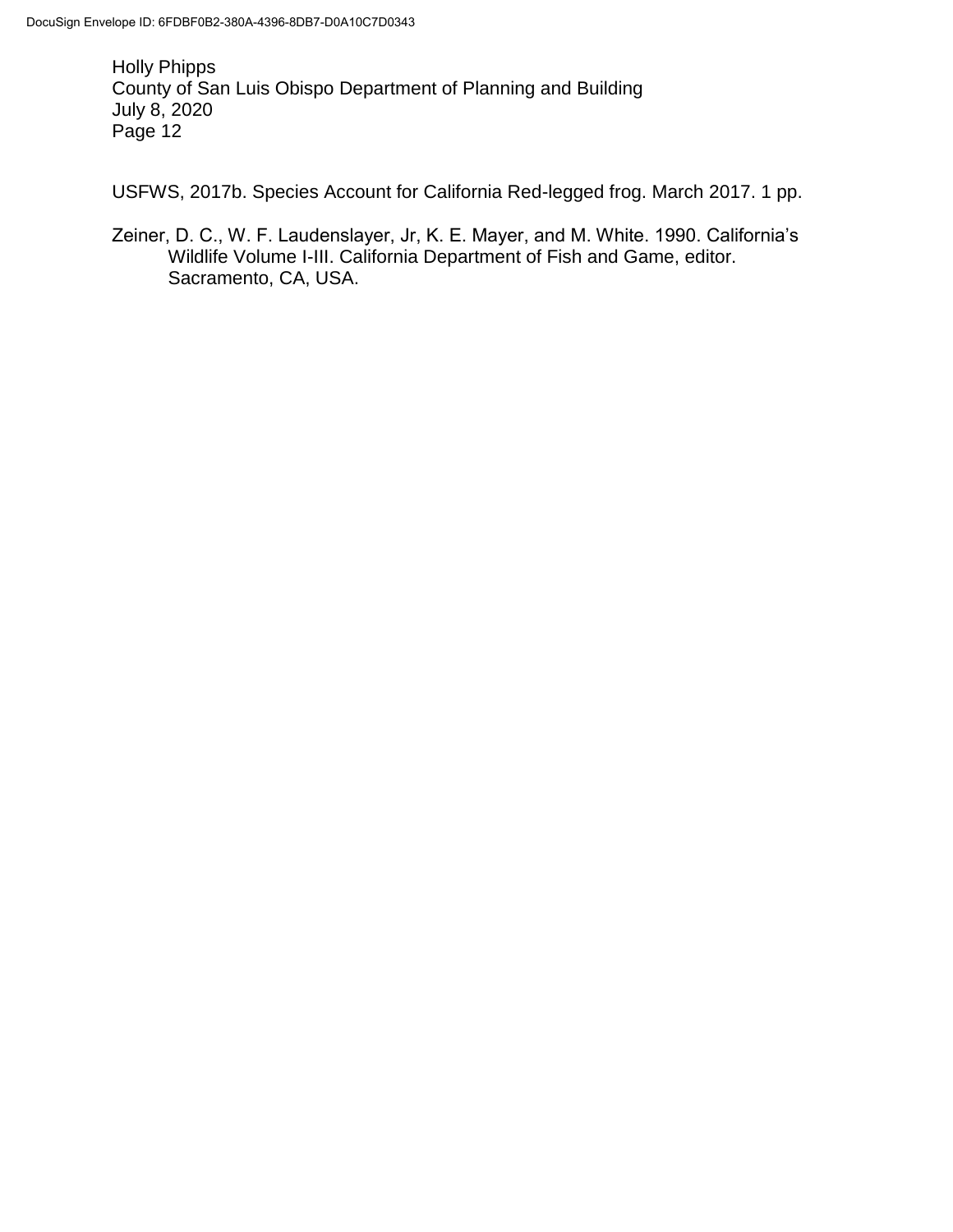USFWS, 2017b. Species Account for California Red-legged frog. March 2017. 1 pp.

Zeiner, D. C., W. F. Laudenslayer, Jr, K. E. Mayer, and M. White. 1990. California's Wildlife Volume I-III. California Department of Fish and Game, editor. Sacramento, CA, USA.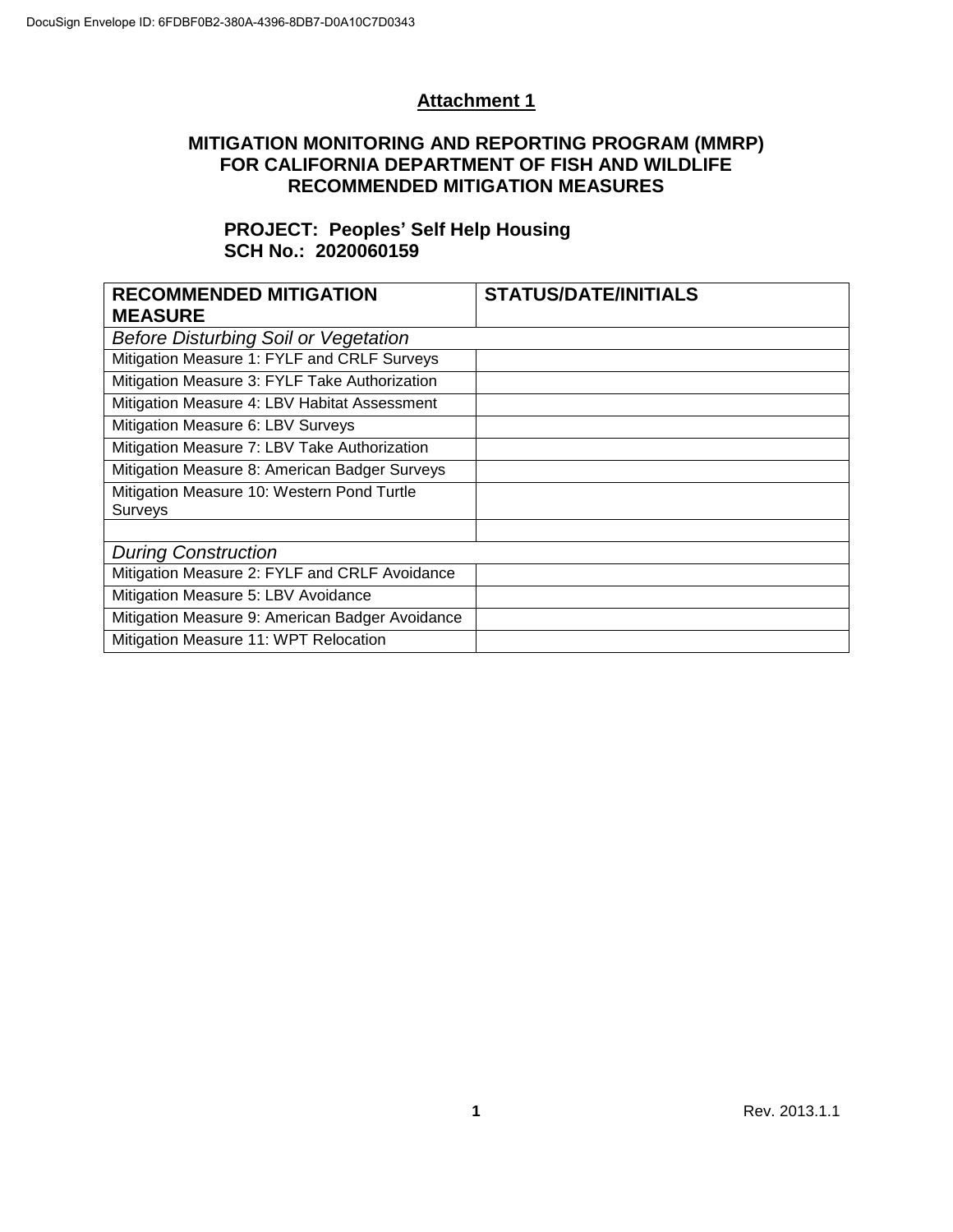## Attachment 1

### MITIGATION MONITORING AND REPORTING PROGRAM (MMRP) FOR CALIFORNIA DEPARTMENT OF FISH AND WILDLIFE RECOMMENDED MITIGATION MEASURES

**PROJECT: Peoples' Self Help Housing**
**SCH No.: 2020060159**

| RECOMMENDED MITIGATION MEASURE | STATUS/DATE/INITIALS |
|---|---|
| *Before Disturbing Soil or Vegetation* | |
| Mitigation Measure 1: FYLF and CRLF Surveys | |
| Mitigation Measure 3: FYLF Take Authorization | |
| Mitigation Measure 4: LBV Habitat Assessment | |
| Mitigation Measure 6: LBV Surveys | |
| Mitigation Measure 7: LBV Take Authorization | |
| Mitigation Measure 8: American Badger Surveys | |
| Mitigation Measure 10: Western Pond Turtle Surveys | |
| | |
| *During Construction* | |
| Mitigation Measure 2: FYLF and CRLF Avoidance | |
| Mitigation Measure 5: LBV Avoidance | |
| Mitigation Measure 9: American Badger Avoidance | |
| Mitigation Measure 11: WPT Relocation | |

Rev. 2013.1.1